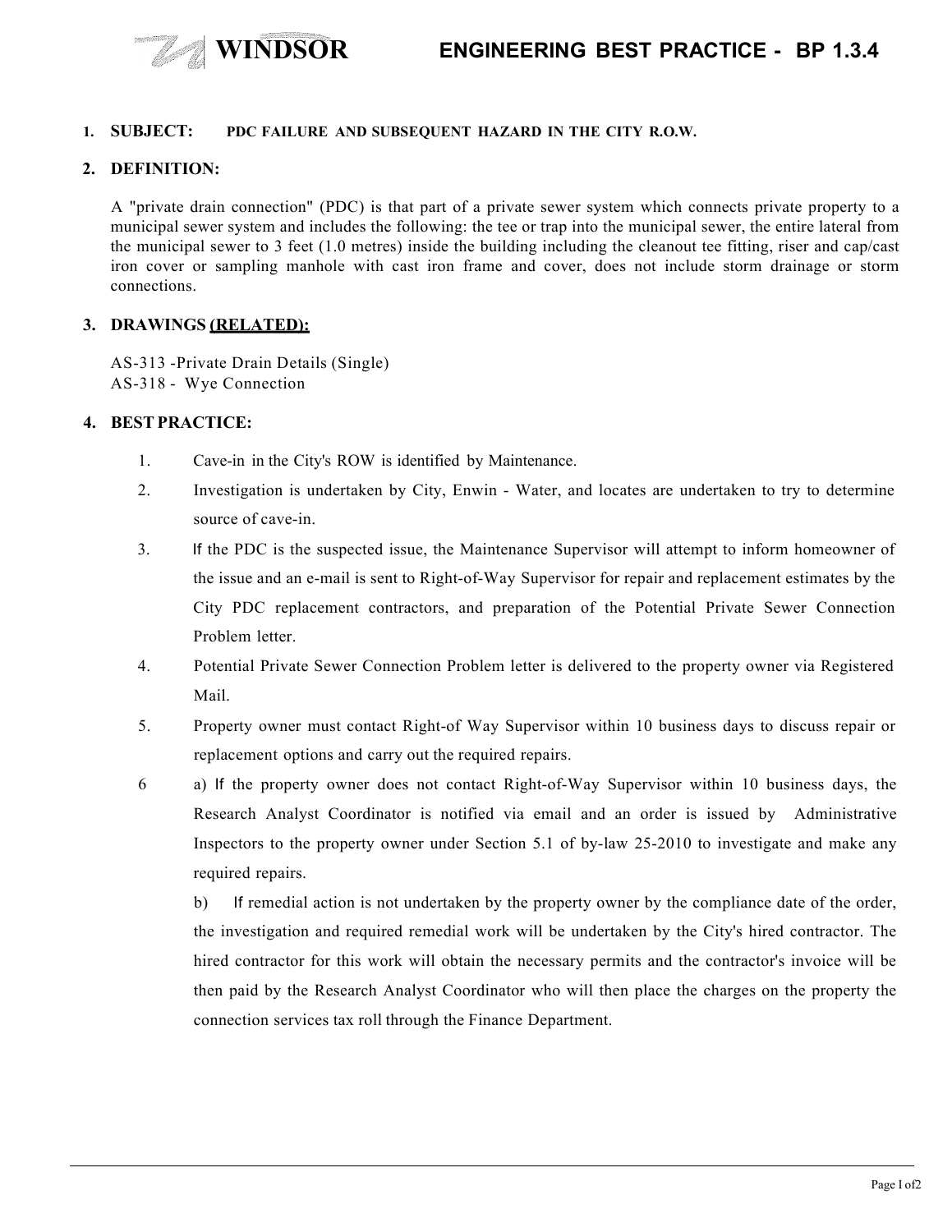# ENGINEERING BEST PRACTICE - BP 1.3.4

## 1. SUBJECT: PDC FAILURE AND SUBSEQUENT HAZARD IN THE CITY R.O.W.

## 2. DEFINITION:

A "private drain connection" (PDC) is that part of a private sewer system which connects private property to a municipal sewer system and includes the following: the tee or trap into the municipal sewer, the entire lateral from the municipal sewer to 3 feet (1.0 metres) inside the building including the cleanout tee fitting, riser and cap/cast iron cover or sampling manhole with cast iron frame and cover, does not include storm drainage or storm connections.

## 3. DRAWINGS (RELATED):

AS-313 -Private Drain Details (Single)
AS-318 - Wye Connection

## 4. BEST PRACTICE:

1. Cave-in in the City's ROW is identified by Maintenance.
2. Investigation is undertaken by City, Enwin - Water, and locates are undertaken to try to determine source of cave-in.
3. If the PDC is the suspected issue, the Maintenance Supervisor will attempt to inform homeowner of the issue and an e-mail is sent to Right-of-Way Supervisor for repair and replacement estimates by the City PDC replacement contractors, and preparation of the Potential Private Sewer Connection Problem letter.
4. Potential Private Sewer Connection Problem letter is delivered to the property owner via Registered Mail.
5. Property owner must contact Right-of Way Supervisor within 10 business days to discuss repair or replacement options and carry out the required repairs.
6. a) If the property owner does not contact Right-of-Way Supervisor within 10 business days, the Research Analyst Coordinator is notified via email and an order is issued by Administrative Inspectors to the property owner under Section 5.1 of by-law 25-2010 to investigate and make any required repairs.

   b) If remedial action is not undertaken by the property owner by the compliance date of the order, the investigation and required remedial work will be undertaken by the City's hired contractor. The hired contractor for this work will obtain the necessary permits and the contractor's invoice will be then paid by the Research Analyst Coordinator who will then place the charges on the property the connection services tax roll through the Finance Department.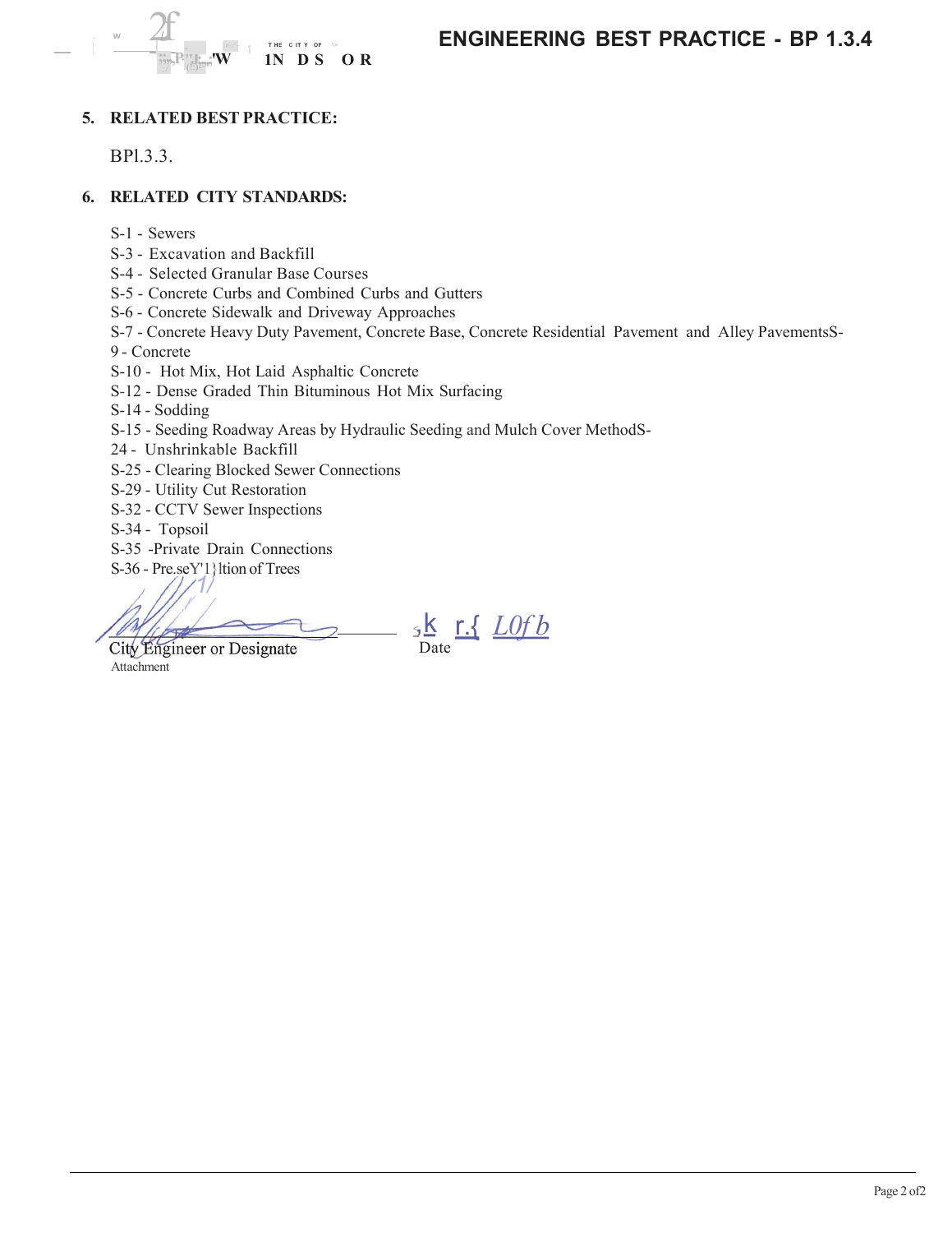## 5. RELATED BEST PRACTICE:

BP1.3.3.

## 6. RELATED CITY STANDARDS:

S-1 - Sewers
S-3 - Excavation and Backfill
S-4 - Selected Granular Base Courses
S-5 - Concrete Curbs and Combined Curbs and Gutters
S-6 - Concrete Sidewalk and Driveway Approaches
S-7 - Concrete Heavy Duty Pavement, Concrete Base, Concrete Residential Pavement and Alley Pavements
S-9 - Concrete
S-10 - Hot Mix, Hot Laid Asphaltic Concrete
S-12 - Dense Graded Thin Bituminous Hot Mix Surfacing
S-14 - Sodding
S-15 - Seeding Roadway Areas by Hydraulic Seeding and Mulch Cover Method
S-24 - Unshrinkable Backfill
S-25 - Clearing Blocked Sewer Connections
S-29 - Utility Cut Restoration
S-32 - CCTV Sewer Inspections
S-34 - Topsoil
S-35 -Private Drain Connections
S-36 - Preservation of Trees

City Engineer or Designate

Date

Attachment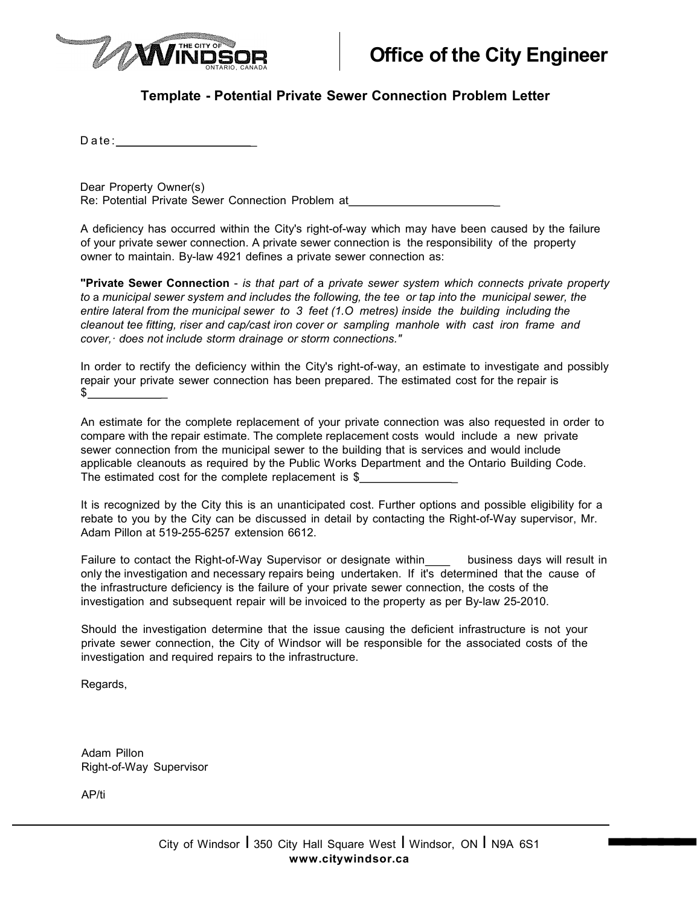THE CITY OF WINDSOR ONTARIO, CANADA

**Office of the City Engineer**

## Template - Potential Private Sewer Connection Problem Letter

Date:______________________

Dear Property Owner(s)
Re: Potential Private Sewer Connection Problem at________________________

A deficiency has occurred within the City's right-of-way which may have been caused by the failure of your private sewer connection. A private sewer connection is the responsibility of the property owner to maintain. By-law 4921 defines a private sewer connection as:

**"Private Sewer Connection** - *is that part of a private sewer system which connects private property to a municipal sewer system and includes the following, the tee or tap into the municipal sewer, the entire lateral from the municipal sewer to 3 feet (1.O metres) inside the building including the cleanout tee fitting, riser and cap/cast iron cover or sampling manhole with cast iron frame and cover,· does not include storm drainage or storm connections."*

In order to rectify the deficiency within the City's right-of-way, an estimate to investigate and possibly repair your private sewer connection has been prepared. The estimated cost for the repair is $_____________

An estimate for the complete replacement of your private connection was also requested in order to compare with the repair estimate. The complete replacement costs would include a new private sewer connection from the municipal sewer to the building that is services and would include applicable cleanouts as required by the Public Works Department and the Ontario Building Code. The estimated cost for the complete replacement is $________________

It is recognized by the City this is an unanticipated cost. Further options and possible eligibility for a rebate to you by the City can be discussed in detail by contacting the Right-of-Way supervisor, Mr. Adam Pillon at 519-255-6257 extension 6612.

Failure to contact the Right-of-Way Supervisor or designate within____ business days will result in only the investigation and necessary repairs being undertaken. If it's determined that the cause of the infrastructure deficiency is the failure of your private sewer connection, the costs of the investigation and subsequent repair will be invoiced to the property as per By-law 25-2010.

Should the investigation determine that the issue causing the deficient infrastructure is not your private sewer connection, the City of Windsor will be responsible for the associated costs of the investigation and required repairs to the infrastructure.

Regards,

Adam Pillon
Right-of-Way Supervisor

AP/ti

City of Windsor | 350 City Hall Square West | Windsor, ON | N9A 6S1
**www.citywindsor.ca**